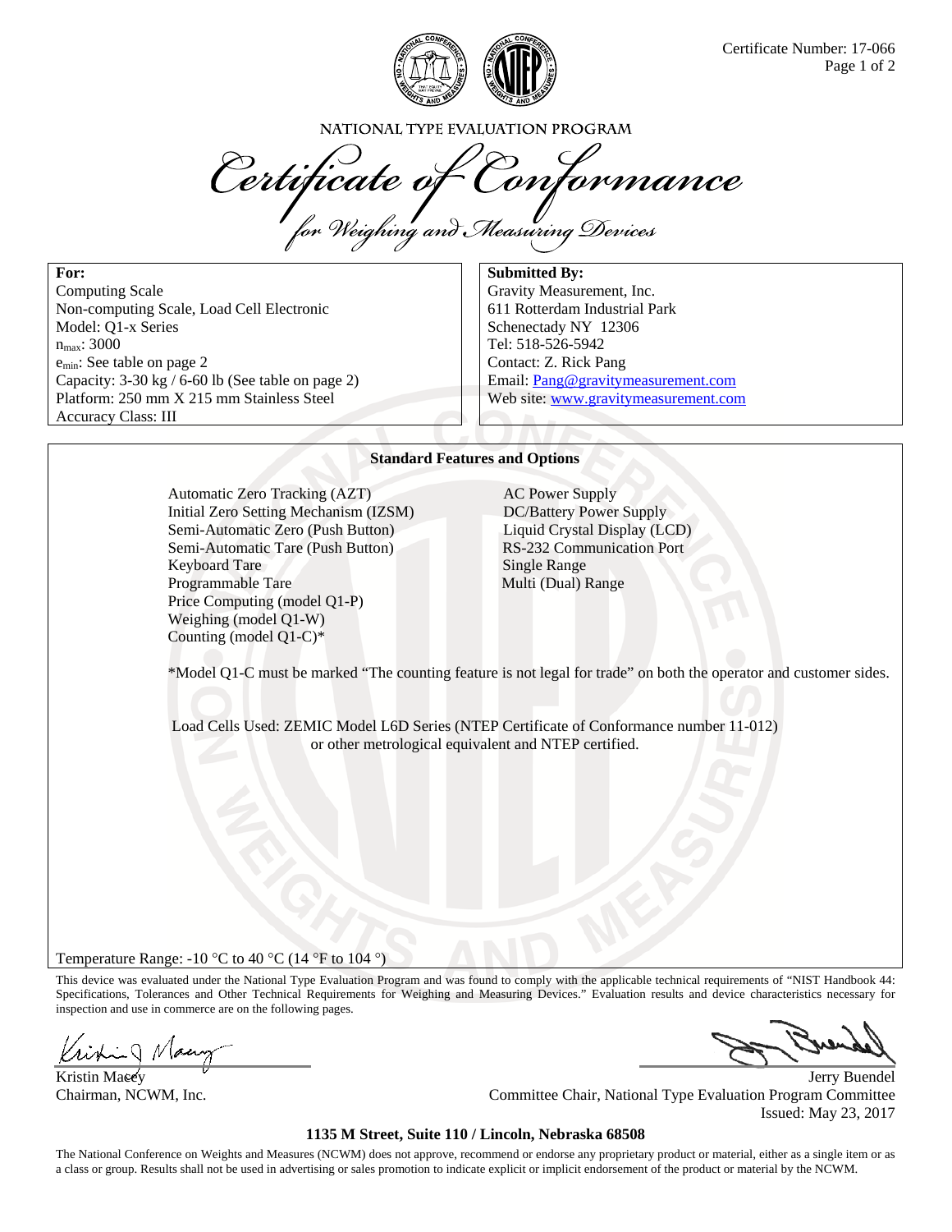NATIONAL TYPE EVALUATION PROGRAM

# Certificate of Conformance

## for Weighing and Measuring Devices

**For:**
Computing Scale
Non-computing Scale, Load Cell Electronic
Model: Q1-x Series
$n_{max}$: 3000
$e_{min}$: See table on page 2
Capacity: 3-30 kg / 6-60 lb (See table on page 2)
Platform: 250 mm X 215 mm Stainless Steel
Accuracy Class: III

**Submitted By:**
Gravity Measurement, Inc.
611 Rotterdam Industrial Park
Schenectady NY 12306
Tel: 518-526-5942
Contact: Z. Rick Pang
Email: Pang@gravitymeasurement.com
Web site: www.gravitymeasurement.com

**Standard Features and Options**

Automatic Zero Tracking (AZT)
Initial Zero Setting Mechanism (IZSM)
Semi-Automatic Zero (Push Button)
Semi-Automatic Tare (Push Button)
Keyboard Tare
Programmable Tare
Price Computing (model Q1-P)
Weighing (model Q1-W)
Counting (model Q1-C)*

AC Power Supply
DC/Battery Power Supply
Liquid Crystal Display (LCD)
RS-232 Communication Port
Single Range
Multi (Dual) Range

*Model Q1-C must be marked "The counting feature is not legal for trade" on both the operator and customer sides.

Load Cells Used: ZEMIC Model L6D Series (NTEP Certificate of Conformance number 11-012) or other metrological equivalent and NTEP certified.

Temperature Range: -10 °C to 40 °C (14 °F to 104 °)

This device was evaluated under the National Type Evaluation Program and was found to comply with the applicable technical requirements of "NIST Handbook 44: Specifications, Tolerances and Other Technical Requirements for Weighing and Measuring Devices." Evaluation results and device characteristics necessary for inspection and use in commerce are on the following pages.

Kristin Macey
Chairman, NCWM, Inc.

Jerry Buendel
Committee Chair, National Type Evaluation Program Committee
Issued: May 23, 2017

**1135 M Street, Suite 110 / Lincoln, Nebraska 68508**

The National Conference on Weights and Measures (NCWM) does not approve, recommend or endorse any proprietary product or material, either as a single item or as a class or group. Results shall not be used in advertising or sales promotion to indicate explicit or implicit endorsement of the product or material by the NCWM.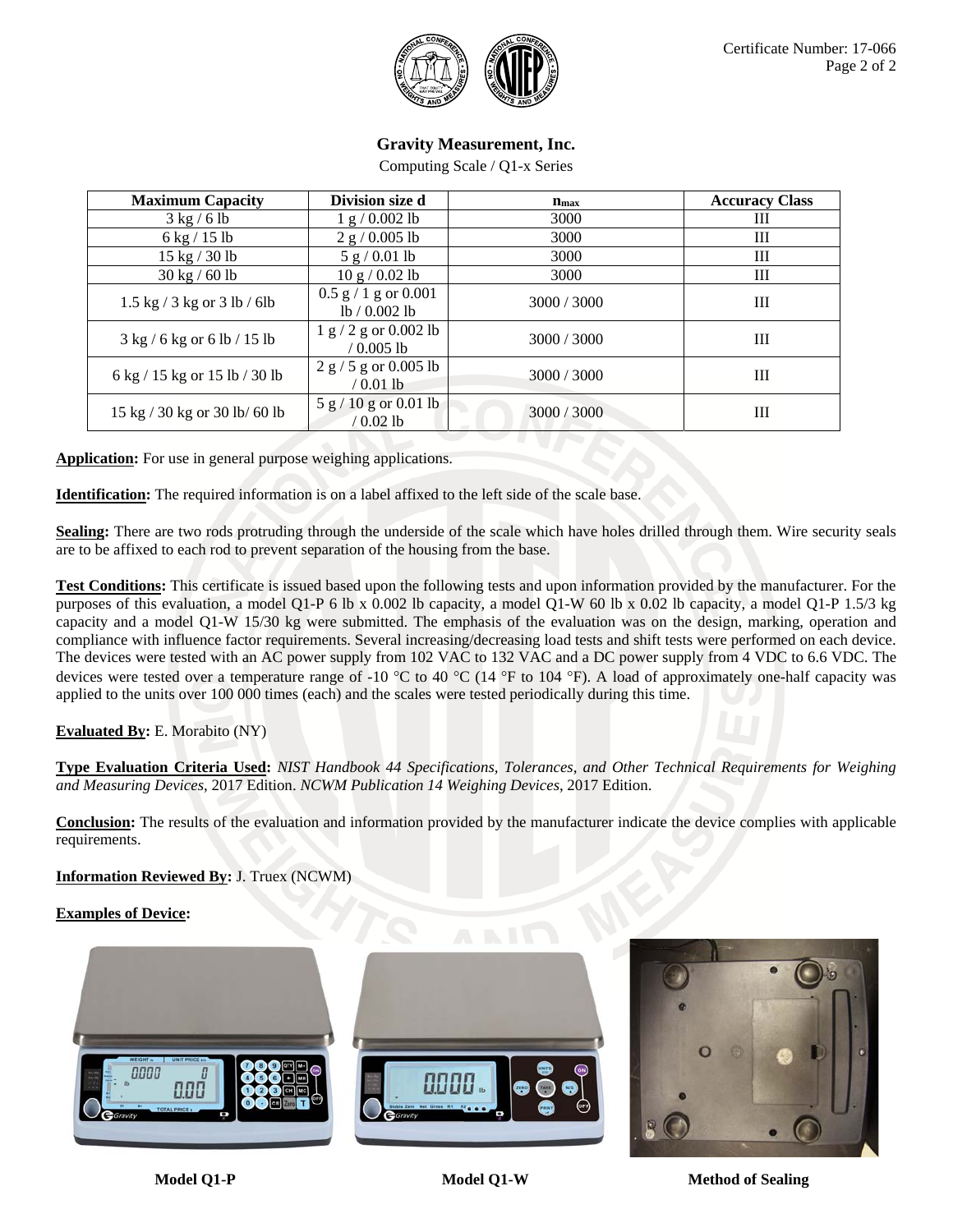**Gravity Measurement, Inc.**

Computing Scale / Q1-x Series

| Maximum Capacity | Division size d | $n_{max}$ | Accuracy Class |
|---|---|---|---|
| 3 kg / 6 lb | 1 g / 0.002 lb | 3000 | III |
| 6 kg / 15 lb | 2 g / 0.005 lb | 3000 | III |
| 15 kg / 30 lb | 5 g / 0.01 lb | 3000 | III |
| 30 kg / 60 lb | 10 g / 0.02 lb | 3000 | III |
| 1.5 kg / 3 kg or 3 lb / 6lb | 0.5 g / 1 g or 0.001 lb / 0.002 lb | 3000 / 3000 | III |
| 3 kg / 6 kg or 6 lb / 15 lb | 1 g / 2 g or 0.002 lb / 0.005 lb | 3000 / 3000 | III |
| 6 kg / 15 kg or 15 lb / 30 lb | 2 g / 5 g or 0.005 lb / 0.01 lb | 3000 / 3000 | III |
| 15 kg / 30 kg or 30 lb/ 60 lb | 5 g / 10 g or 0.01 lb / 0.02 lb | 3000 / 3000 | III |

**Application:** For use in general purpose weighing applications.

**Identification:** The required information is on a label affixed to the left side of the scale base.

**Sealing:** There are two rods protruding through the underside of the scale which have holes drilled through them. Wire security seals are to be affixed to each rod to prevent separation of the housing from the base.

**Test Conditions:** This certificate is issued based upon the following tests and upon information provided by the manufacturer. For the purposes of this evaluation, a model Q1-P 6 lb x 0.002 lb capacity, a model Q1-W 60 lb x 0.02 lb capacity, a model Q1-P 1.5/3 kg capacity and a model Q1-W 15/30 kg were submitted. The emphasis of the evaluation was on the design, marking, operation and compliance with influence factor requirements. Several increasing/decreasing load tests and shift tests were performed on each device. The devices were tested with an AC power supply from 102 VAC to 132 VAC and a DC power supply from 4 VDC to 6.6 VDC. The devices were tested over a temperature range of -10 °C to 40 °C (14 °F to 104 °F). A load of approximately one-half capacity was applied to the units over 100 000 times (each) and the scales were tested periodically during this time.

**Evaluated By:** E. Morabito (NY)

**Type Evaluation Criteria Used:** *NIST Handbook 44 Specifications, Tolerances, and Other Technical Requirements for Weighing and Measuring Devices*, 2017 Edition. *NCWM Publication 14 Weighing Devices*, 2017 Edition.

**Conclusion:** The results of the evaluation and information provided by the manufacturer indicate the device complies with applicable requirements.

**Information Reviewed By:** J. Truex (NCWM)

**Examples of Device:**

**Model Q1-P**

**Model Q1-W**

**Method of Sealing**